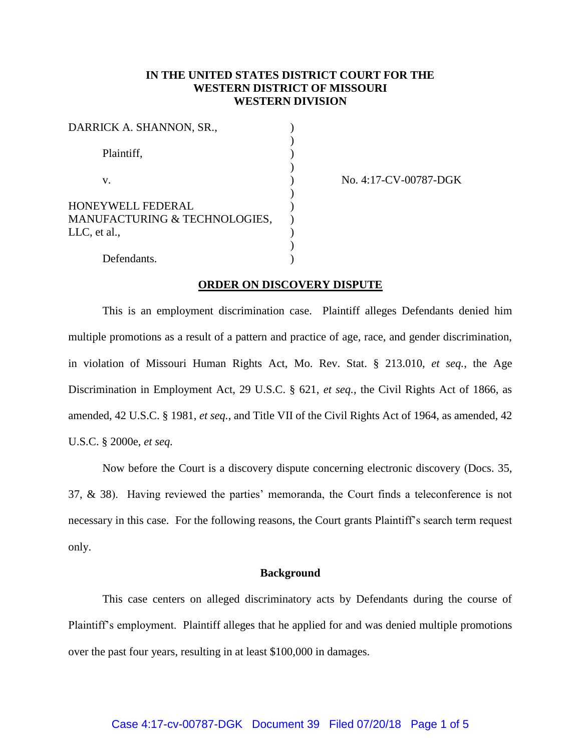**IN THE UNITED STATES DISTRICT COURT FOR THE WESTERN DISTRICT OF MISSOURI WESTERN DIVISION**

| | | |
|---|---|---|
| DARRICK A. SHANNON, SR., | ) | |
| | ) | |
| Plaintiff, | ) | |
| | ) | |
| v. | ) | No. 4:17-CV-00787-DGK |
| | ) | |
| HONEYWELL FEDERAL MANUFACTURING & TECHNOLOGIES, LLC, et al., | ) | |
| | ) | |
| Defendants. | ) | |

## ORDER ON DISCOVERY DISPUTE

This is an employment discrimination case. Plaintiff alleges Defendants denied him multiple promotions as a result of a pattern and practice of age, race, and gender discrimination, in violation of Missouri Human Rights Act, Mo. Rev. Stat. § 213.010, *et seq.*, the Age Discrimination in Employment Act, 29 U.S.C. § 621, *et seq.*, the Civil Rights Act of 1866, as amended, 42 U.S.C. § 1981, *et seq.*, and Title VII of the Civil Rights Act of 1964, as amended, 42 U.S.C. § 2000e, *et seq.*

Now before the Court is a discovery dispute concerning electronic discovery (Docs. 35, 37, & 38). Having reviewed the parties' memoranda, the Court finds a teleconference is not necessary in this case. For the following reasons, the Court grants Plaintiff's search term request only.

### Background

This case centers on alleged discriminatory acts by Defendants during the course of Plaintiff's employment. Plaintiff alleges that he applied for and was denied multiple promotions over the past four years, resulting in at least $100,000 in damages.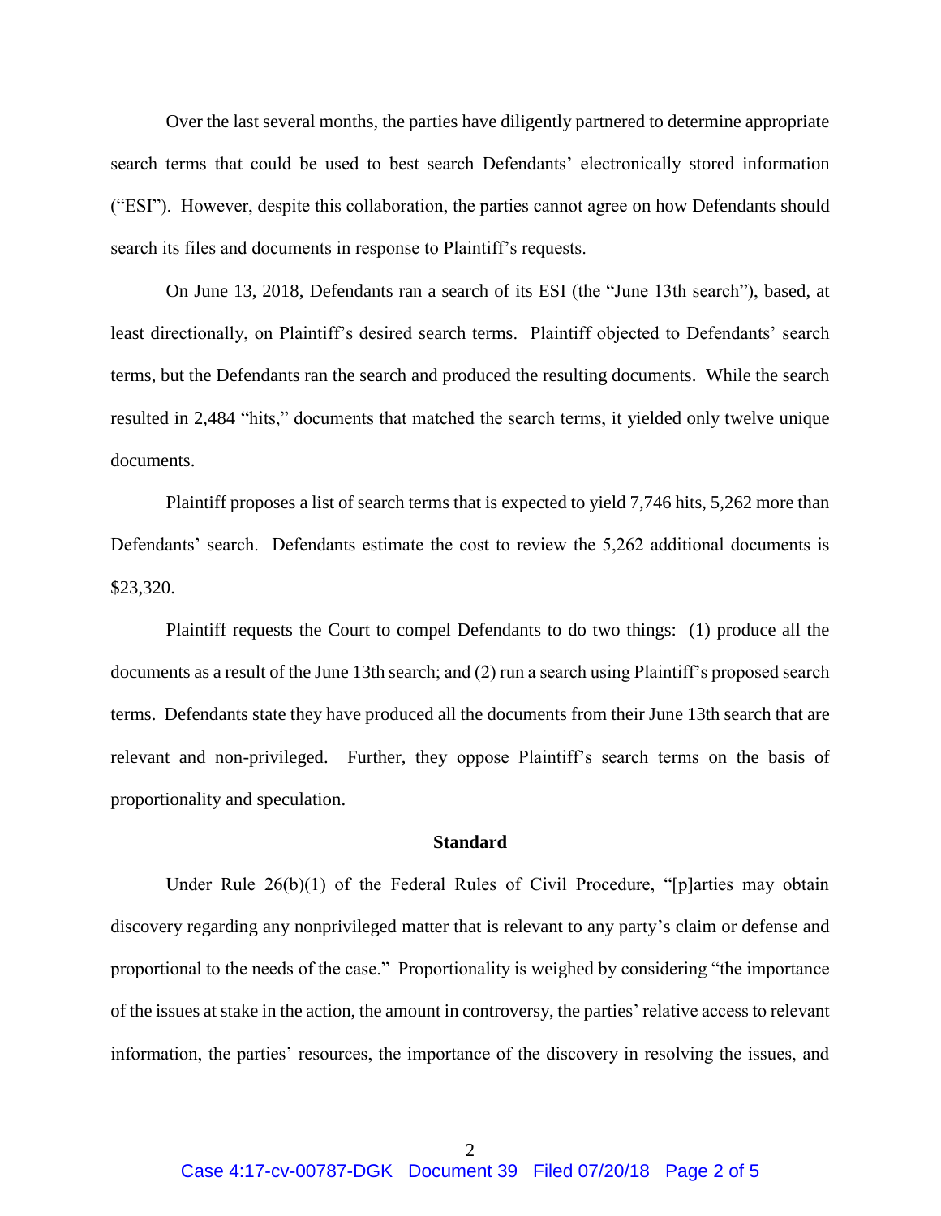Over the last several months, the parties have diligently partnered to determine appropriate search terms that could be used to best search Defendants' electronically stored information ("ESI"). However, despite this collaboration, the parties cannot agree on how Defendants should search its files and documents in response to Plaintiff's requests.

On June 13, 2018, Defendants ran a search of its ESI (the "June 13th search"), based, at least directionally, on Plaintiff's desired search terms. Plaintiff objected to Defendants' search terms, but the Defendants ran the search and produced the resulting documents. While the search resulted in 2,484 "hits," documents that matched the search terms, it yielded only twelve unique documents.

Plaintiff proposes a list of search terms that is expected to yield 7,746 hits, 5,262 more than Defendants' search. Defendants estimate the cost to review the 5,262 additional documents is $23,320.

Plaintiff requests the Court to compel Defendants to do two things: (1) produce all the documents as a result of the June 13th search; and (2) run a search using Plaintiff's proposed search terms. Defendants state they have produced all the documents from their June 13th search that are relevant and non-privileged. Further, they oppose Plaintiff's search terms on the basis of proportionality and speculation.

**Standard**

Under Rule 26(b)(1) of the Federal Rules of Civil Procedure, "[p]arties may obtain discovery regarding any nonprivileged matter that is relevant to any party's claim or defense and proportional to the needs of the case." Proportionality is weighed by considering "the importance of the issues at stake in the action, the amount in controversy, the parties' relative access to relevant information, the parties' resources, the importance of the discovery in resolving the issues, and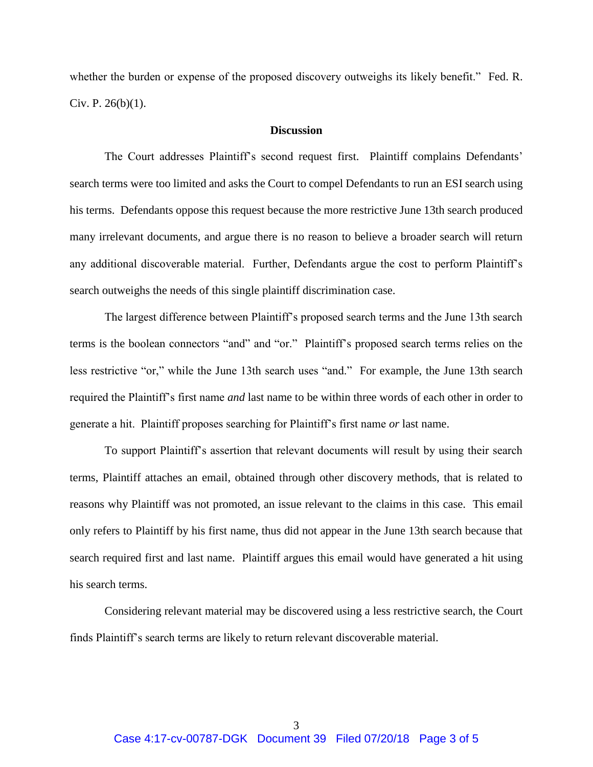whether the burden or expense of the proposed discovery outweighs its likely benefit." Fed. R. Civ. P. 26(b)(1).

**Discussion**

The Court addresses Plaintiff's second request first. Plaintiff complains Defendants' search terms were too limited and asks the Court to compel Defendants to run an ESI search using his terms. Defendants oppose this request because the more restrictive June 13th search produced many irrelevant documents, and argue there is no reason to believe a broader search will return any additional discoverable material. Further, Defendants argue the cost to perform Plaintiff's search outweighs the needs of this single plaintiff discrimination case.

The largest difference between Plaintiff's proposed search terms and the June 13th search terms is the boolean connectors "and" and "or." Plaintiff's proposed search terms relies on the less restrictive "or," while the June 13th search uses "and." For example, the June 13th search required the Plaintiff's first name *and* last name to be within three words of each other in order to generate a hit. Plaintiff proposes searching for Plaintiff's first name *or* last name.

To support Plaintiff's assertion that relevant documents will result by using their search terms, Plaintiff attaches an email, obtained through other discovery methods, that is related to reasons why Plaintiff was not promoted, an issue relevant to the claims in this case. This email only refers to Plaintiff by his first name, thus did not appear in the June 13th search because that search required first and last name. Plaintiff argues this email would have generated a hit using his search terms.

Considering relevant material may be discovered using a less restrictive search, the Court finds Plaintiff's search terms are likely to return relevant discoverable material.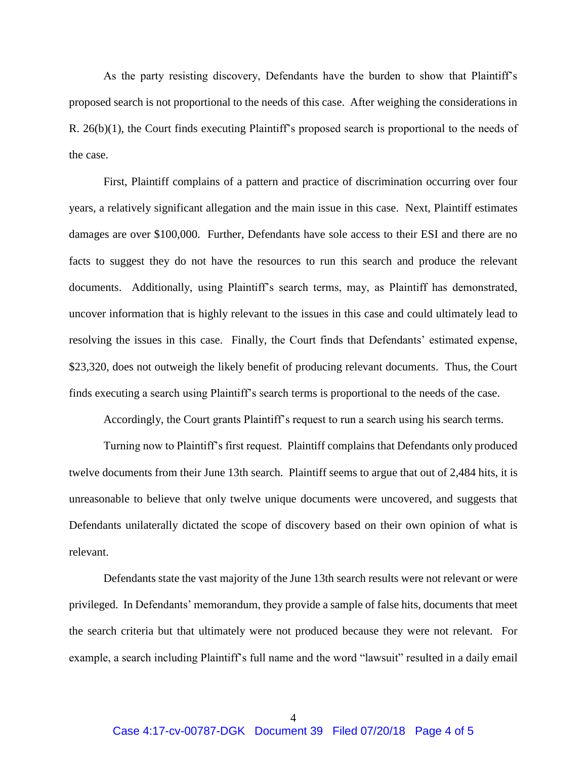As the party resisting discovery, Defendants have the burden to show that Plaintiff's proposed search is not proportional to the needs of this case. After weighing the considerations in R. 26(b)(1), the Court finds executing Plaintiff's proposed search is proportional to the needs of the case.

First, Plaintiff complains of a pattern and practice of discrimination occurring over four years, a relatively significant allegation and the main issue in this case. Next, Plaintiff estimates damages are over $100,000. Further, Defendants have sole access to their ESI and there are no facts to suggest they do not have the resources to run this search and produce the relevant documents. Additionally, using Plaintiff's search terms, may, as Plaintiff has demonstrated, uncover information that is highly relevant to the issues in this case and could ultimately lead to resolving the issues in this case. Finally, the Court finds that Defendants' estimated expense, $23,320, does not outweigh the likely benefit of producing relevant documents. Thus, the Court finds executing a search using Plaintiff's search terms is proportional to the needs of the case.

Accordingly, the Court grants Plaintiff's request to run a search using his search terms.

Turning now to Plaintiff's first request. Plaintiff complains that Defendants only produced twelve documents from their June 13th search. Plaintiff seems to argue that out of 2,484 hits, it is unreasonable to believe that only twelve unique documents were uncovered, and suggests that Defendants unilaterally dictated the scope of discovery based on their own opinion of what is relevant.

Defendants state the vast majority of the June 13th search results were not relevant or were privileged. In Defendants' memorandum, they provide a sample of false hits, documents that meet the search criteria but that ultimately were not produced because they were not relevant. For example, a search including Plaintiff's full name and the word "lawsuit" resulted in a daily email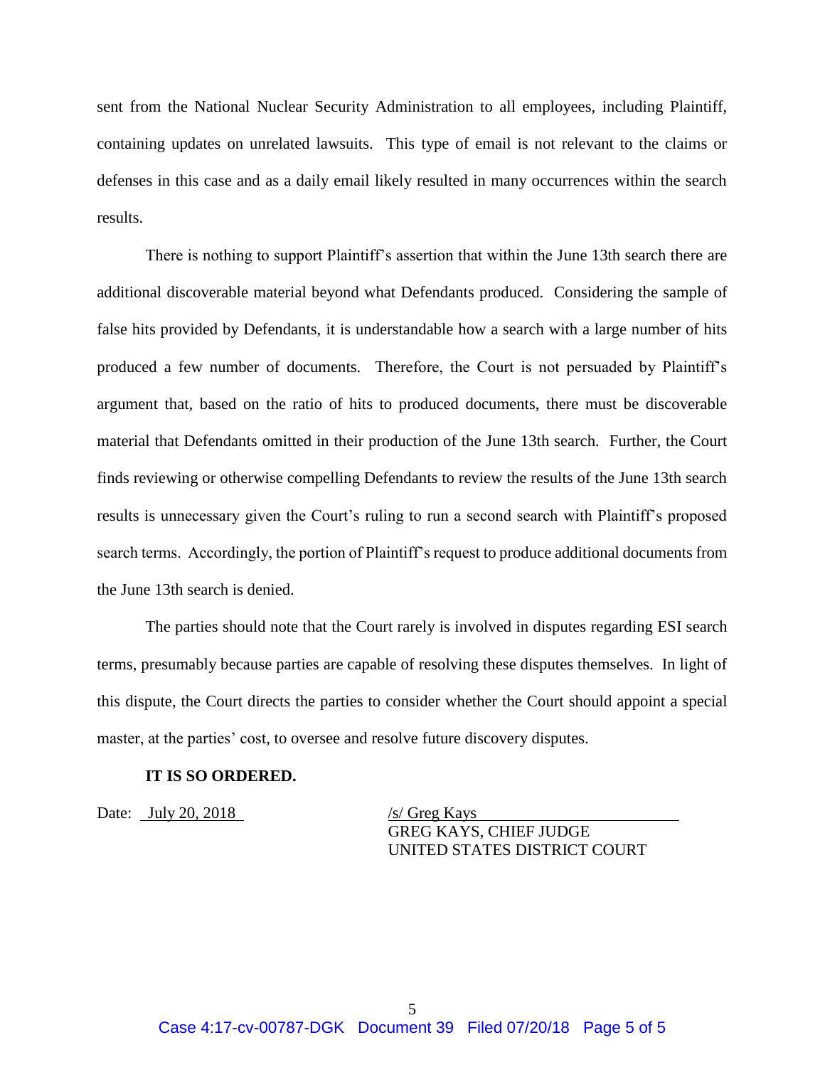sent from the National Nuclear Security Administration to all employees, including Plaintiff, containing updates on unrelated lawsuits. This type of email is not relevant to the claims or defenses in this case and as a daily email likely resulted in many occurrences within the search results.

There is nothing to support Plaintiff's assertion that within the June 13th search there are additional discoverable material beyond what Defendants produced. Considering the sample of false hits provided by Defendants, it is understandable how a search with a large number of hits produced a few number of documents. Therefore, the Court is not persuaded by Plaintiff's argument that, based on the ratio of hits to produced documents, there must be discoverable material that Defendants omitted in their production of the June 13th search. Further, the Court finds reviewing or otherwise compelling Defendants to review the results of the June 13th search results is unnecessary given the Court's ruling to run a second search with Plaintiff's proposed search terms. Accordingly, the portion of Plaintiff's request to produce additional documents from the June 13th search is denied.

The parties should note that the Court rarely is involved in disputes regarding ESI search terms, presumably because parties are capable of resolving these disputes themselves. In light of this dispute, the Court directs the parties to consider whether the Court should appoint a special master, at the parties' cost, to oversee and resolve future discovery disputes.

**IT IS SO ORDERED.**

Date: July 20, 2018

/s/ Greg Kays
GREG KAYS, CHIEF JUDGE
UNITED STATES DISTRICT COURT